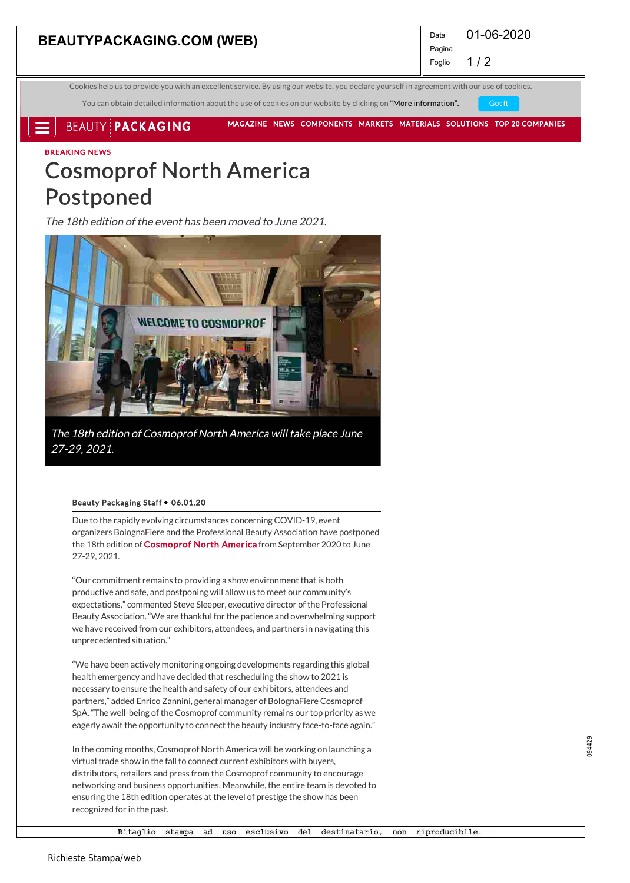**BEAUTYPACKAGING.COM (WEB)**

Data 01-06-2020
Pagina
Foglio 1 / 2

Cookies help us to provide you with an excellent service. By using our website, you declare yourself in agreement with our use of cookies.

You can obtain detailed information about the use of cookies on our website by clicking on "More information". Got It

BEAUTY PACKAGING MAGAZINE NEWS COMPONENTS MARKETS MATERIALS SOLUTIONS TOP 20 COMPANIES

BREAKING NEWS

# Cosmoprof North America Postponed

*The 18th edition of the event has been moved to June 2021.*

*The 18th edition of Cosmoprof North America will take place June 27-29, 2021.*

**Beauty Packaging Staff • 06.01.20**

Due to the rapidly evolving circumstances concerning COVID-19, event organizers BolognaFiere and the Professional Beauty Association have postponed the 18th edition of **Cosmoprof North America** from September 2020 to June 27-29, 2021.

"Our commitment remains to providing a show environment that is both productive and safe, and postponing will allow us to meet our community's expectations," commented Steve Sleeper, executive director of the Professional Beauty Association. "We are thankful for the patience and overwhelming support we have received from our exhibitors, attendees, and partners in navigating this unprecedented situation."

"We have been actively monitoring ongoing developments regarding this global health emergency and have decided that rescheduling the show to 2021 is necessary to ensure the health and safety of our exhibitors, attendees and partners," added Enrico Zannini, general manager of BolognaFiere Cosmoprof SpA. "The well-being of the Cosmoprof community remains our top priority as we eagerly await the opportunity to connect the beauty industry face-to-face again."

In the coming months, Cosmoprof North America will be working on launching a virtual trade show in the fall to connect current exhibitors with buyers, distributors, retailers and press from the Cosmoprof community to encourage networking and business opportunities. Meanwhile, the entire team is devoted to ensuring the 18th edition operates at the level of prestige the show has been recognized for in the past.

Ritaglio stampa ad uso esclusivo del destinatario, non riproducibile.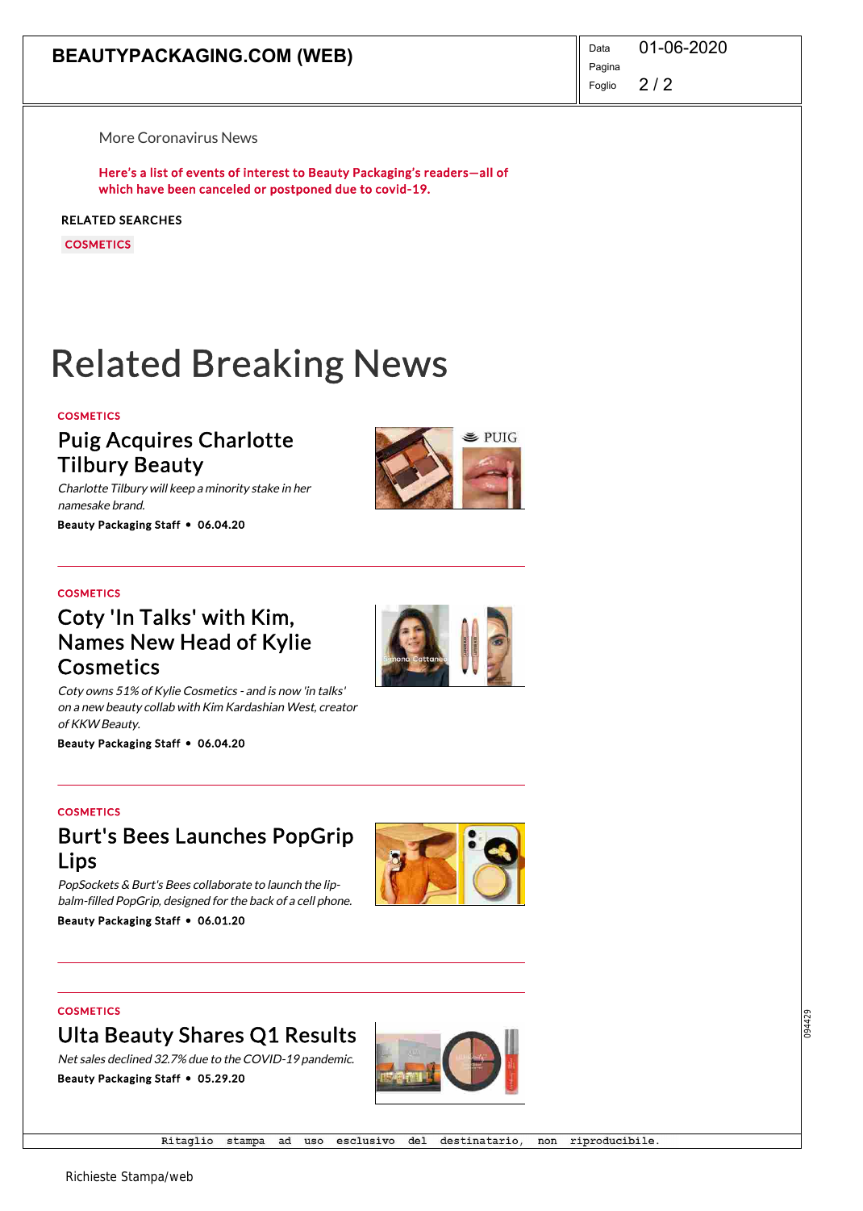More Coronavirus News

**Here's a list of events of interest to Beauty Packaging's readers—all of which have been canceled or postponed due to covid-19.**

**RELATED SEARCHES**

**COSMETICS**

# Related Breaking News

**COSMETICS**

## Puig Acquires Charlotte Tilbury Beauty

*Charlotte Tilbury will keep a minority stake in her namesake brand.*

**Beauty Packaging Staff • 06.04.20**

**COSMETICS**

## Coty 'In Talks' with Kim, Names New Head of Kylie Cosmetics

*Coty owns 51% of Kylie Cosmetics - and is now 'in talks' on a new beauty collab with Kim Kardashian West, creator of KKW Beauty.*

**Beauty Packaging Staff • 06.04.20**

**COSMETICS**

## Burt's Bees Launches PopGrip Lips

*PopSockets & Burt's Bees collaborate to launch the lip-balm-filled PopGrip, designed for the back of a cell phone.*

**Beauty Packaging Staff • 06.01.20**

**COSMETICS**

## Ulta Beauty Shares Q1 Results

*Net sales declined 32.7% due to the COVID-19 pandemic.*

**Beauty Packaging Staff • 05.29.20**